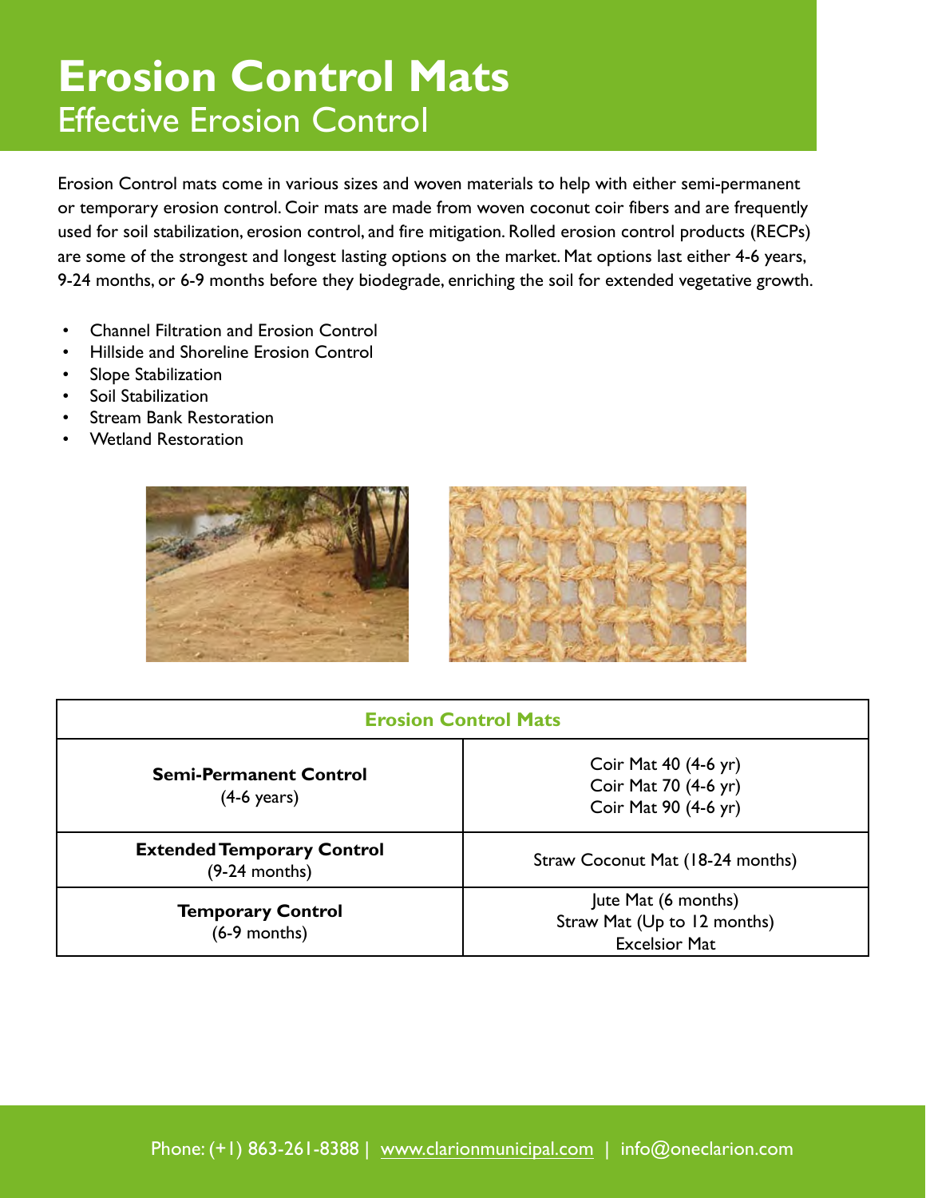# Erosion Control Mats

## Effective Erosion Control

Erosion Control mats come in various sizes and woven materials to help with either semi-permanent or temporary erosion control. Coir mats are made from woven coconut coir fibers and are frequently used for soil stabilization, erosion control, and fire mitigation. Rolled erosion control products (RECPs) are some of the strongest and longest lasting options on the market. Mat options last either 4-6 years, 9-24 months, or 6-9 months before they biodegrade, enriching the soil for extended vegetative growth.

- Channel Filtration and Erosion Control
- Hillside and Shoreline Erosion Control
- Slope Stabilization
- Soil Stabilization
- Stream Bank Restoration
- Wetland Restoration

| Erosion Control Mats | |
|---|---|
| **Semi-Permanent Control** (4-6 years) | Coir Mat 40 (4-6 yr)<br>Coir Mat 70 (4-6 yr)<br>Coir Mat 90 (4-6 yr) |
| **Extended Temporary Control** (9-24 months) | Straw Coconut Mat (18-24 months) |
| **Temporary Control** (6-9 months) | Jute Mat (6 months)<br>Straw Mat (Up to 12 months)<br>Excelsior Mat |

Phone: (+1) 863-261-8388 | www.clarionmunicipal.com | info@oneclarion.com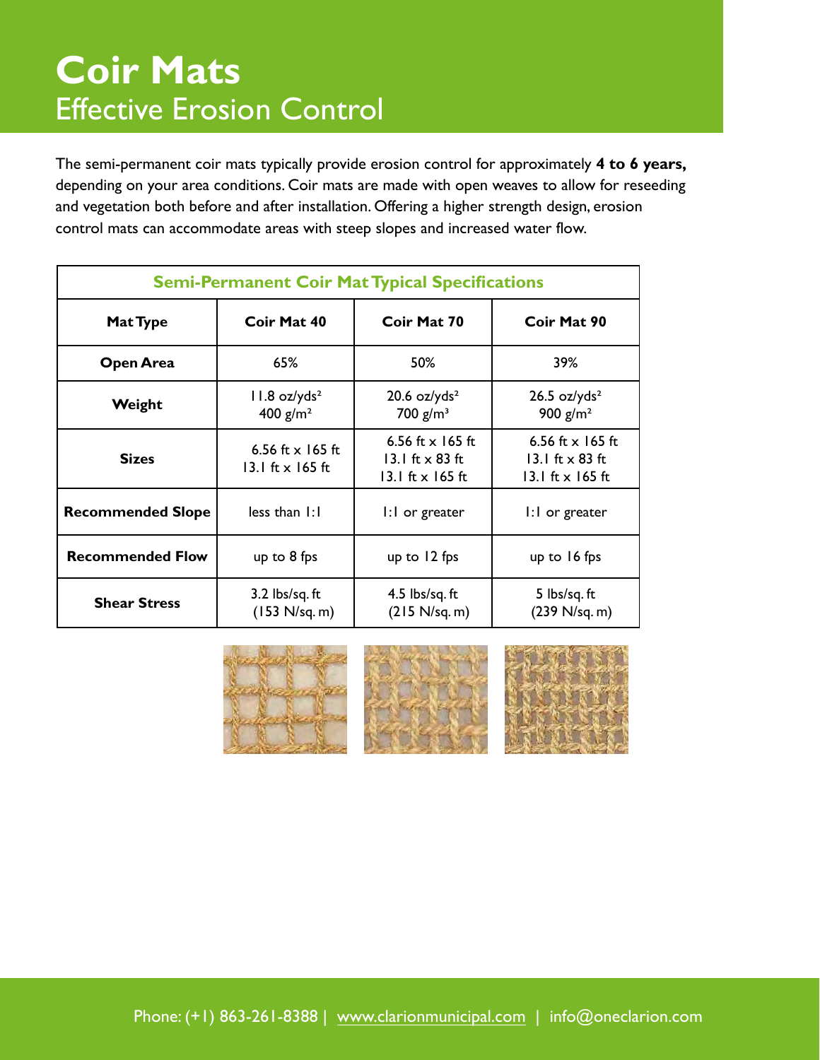# Coir Mats

## Effective Erosion Control

The semi-permanent coir mats typically provide erosion control for approximately **4 to 6 years,** depending on your area conditions. Coir mats are made with open weaves to allow for reseeding and vegetation both before and after installation. Offering a higher strength design, erosion control mats can accommodate areas with steep slopes and increased water flow.

| Semi-Permanent Coir Mat Typical Specifications | | | |
|---|---|---|---|
| **Mat Type** | **Coir Mat 40** | **Coir Mat 70** | **Coir Mat 90** |
| **Open Area** | 65% | 50% | 39% |
| **Weight** | 11.8 oz/yds² 400 g/m² | 20.6 oz/yds² 700 g/m³ | 26.5 oz/yds² 900 g/m² |
| **Sizes** | 6.56 ft x 165 ft 13.1 ft x 165 ft | 6.56 ft x 165 ft 13.1 ft x 83 ft 13.1 ft x 165 ft | 6.56 ft x 165 ft 13.1 ft x 83 ft 13.1 ft x 165 ft |
| **Recommended Slope** | less than 1:1 | 1:1 or greater | 1:1 or greater |
| **Recommended Flow** | up to 8 fps | up to 12 fps | up to 16 fps |
| **Shear Stress** | 3.2 lbs/sq. ft (153 N/sq. m) | 4.5 lbs/sq. ft (215 N/sq. m) | 5 lbs/sq. ft (239 N/sq. m) |

Phone: (+1) 863-261-8388 | www.clarionmunicipal.com | info@oneclarion.com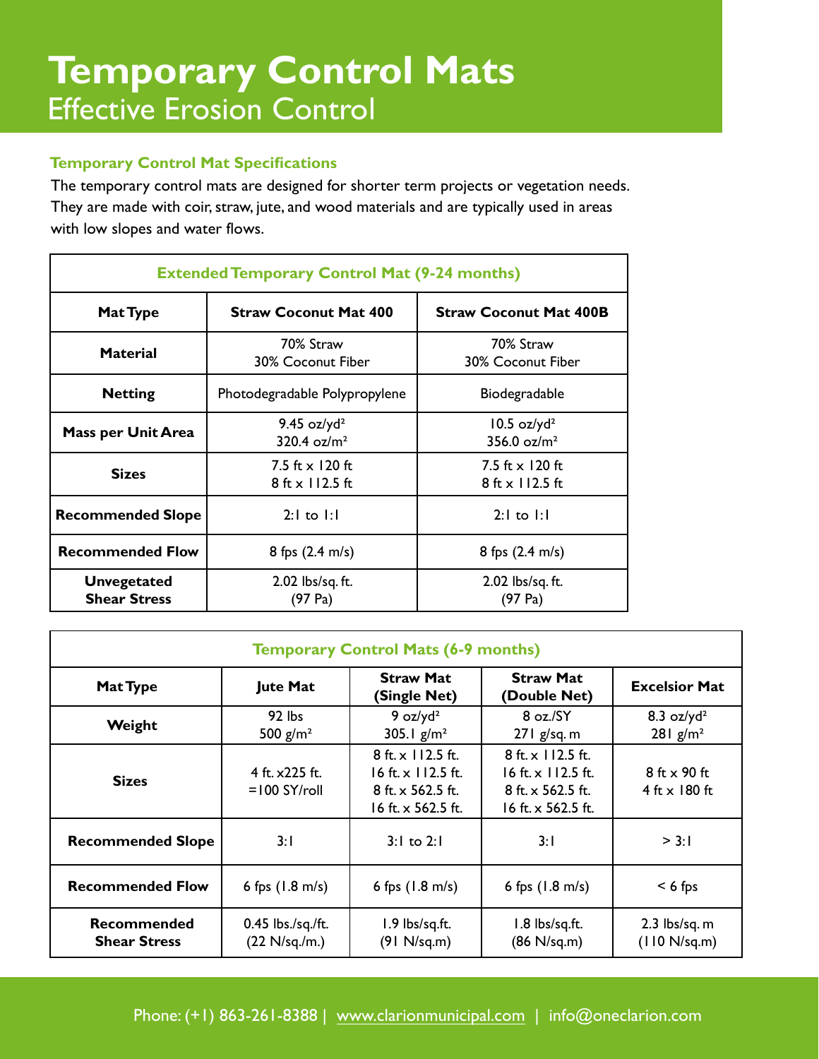# Temporary Control Mats

## Effective Erosion Control

### Temporary Control Mat Specifications

The temporary control mats are designed for shorter term projects or vegetation needs. They are made with coir, straw, jute, and wood materials and are typically used in areas with low slopes and water flows.

| Extended Temporary Control Mat (9-24 months) | | |
|---|---|---|
| **Mat Type** | **Straw Coconut Mat 400** | **Straw Coconut Mat 400B** |
| **Material** | 70% Straw<br>30% Coconut Fiber | 70% Straw<br>30% Coconut Fiber |
| **Netting** | Photodegradable Polypropylene | Biodegradable |
| **Mass per Unit Area** | 9.45 oz/yd²<br>320.4 oz/m² | 10.5 oz/yd²<br>356.0 oz/m² |
| **Sizes** | 7.5 ft x 120 ft<br>8 ft x 112.5 ft | 7.5 ft x 120 ft<br>8 ft x 112.5 ft |
| **Recommended Slope** | 2:1 to 1:1 | 2:1 to 1:1 |
| **Recommended Flow** | 8 fps (2.4 m/s) | 8 fps (2.4 m/s) |
| **Unvegetated Shear Stress** | 2.02 lbs/sq. ft.<br>(97 Pa) | 2.02 lbs/sq. ft.<br>(97 Pa) |

| Temporary Control Mats (6-9 months) | | | | |
|---|---|---|---|---|
| **Mat Type** | **Jute Mat** | **Straw Mat (Single Net)** | **Straw Mat (Double Net)** | **Excelsior Mat** |
| **Weight** | 92 lbs<br>500 g/m² | 9 oz/yd²<br>305.1 g/m² | 8 oz./SY<br>271 g/sq. m | 8.3 oz/yd²<br>281 g/m² |
| **Sizes** | 4 ft. x225 ft.<br>=100 SY/roll | 8 ft. x 112.5 ft.<br>16 ft. x 112.5 ft.<br>8 ft. x 562.5 ft.<br>16 ft. x 562.5 ft. | 8 ft. x 112.5 ft.<br>16 ft. x 112.5 ft.<br>8 ft. x 562.5 ft.<br>16 ft. x 562.5 ft. | 8 ft x 90 ft<br>4 ft x 180 ft |
| **Recommended Slope** | 3:1 | 3:1 to 2:1 | 3:1 | > 3:1 |
| **Recommended Flow** | 6 fps (1.8 m/s) | 6 fps (1.8 m/s) | 6 fps (1.8 m/s) | < 6 fps |
| **Recommended Shear Stress** | 0.45 lbs./sq./ft.<br>(22 N/sq./m.) | 1.9 lbs/sq.ft.<br>(91 N/sq.m) | 1.8 lbs/sq.ft.<br>(86 N/sq.m) | 2.3 lbs/sq. m<br>(110 N/sq.m) |

Phone: (+1) 863-261-8388 | www.clarionmunicipal.com | info@oneclarion.com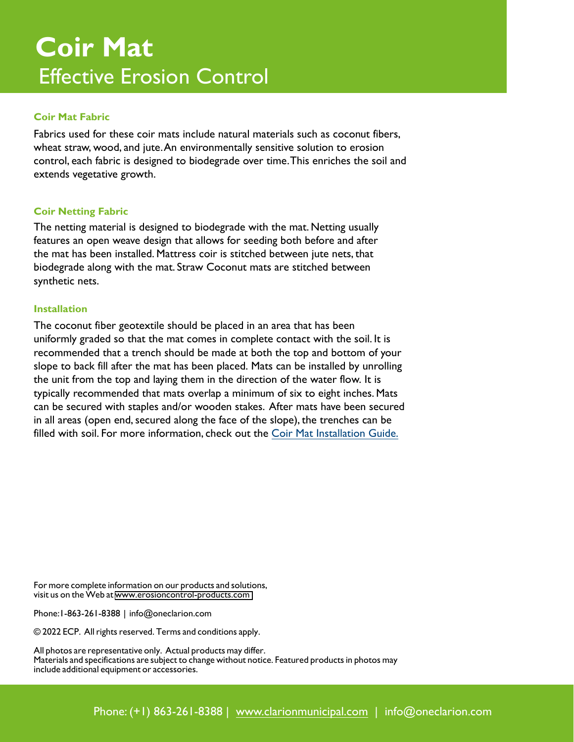# Coir Mat

## Effective Erosion Control

### Coir Mat Fabric

Fabrics used for these coir mats include natural materials such as coconut fibers, wheat straw, wood, and jute. An environmentally sensitive solution to erosion control, each fabric is designed to biodegrade over time. This enriches the soil and extends vegetative growth.

### Coir Netting Fabric

The netting material is designed to biodegrade with the mat. Netting usually features an open weave design that allows for seeding both before and after the mat has been installed. Mattress coir is stitched between jute nets, that biodegrade along with the mat. Straw Coconut mats are stitched between synthetic nets.

### Installation

The coconut fiber geotextile should be placed in an area that has been uniformly graded so that the mat comes in complete contact with the soil. It is recommended that a trench should be made at both the top and bottom of your slope to back fill after the mat has been placed. Mats can be installed by unrolling the unit from the top and laying them in the direction of the water flow. It is typically recommended that mats overlap a minimum of six to eight inches. Mats can be secured with staples and/or wooden stakes. After mats have been secured in all areas (open end, secured along the face of the slope), the trenches can be filled with soil. For more information, check out the Coir Mat Installation Guide.

For more complete information on our products and solutions, visit us on the Web at www.erosioncontrol-products.com

Phone: 1-863-261-8388 | info@oneclarion.com

© 2022 ECP. All rights reserved. Terms and conditions apply.

All photos are representative only. Actual products may differ.
Materials and specifications are subject to change without notice. Featured products in photos may include additional equipment or accessories.

Phone: (+1) 863-261-8388 | www.clarionmunicipal.com | info@oneclarion.com